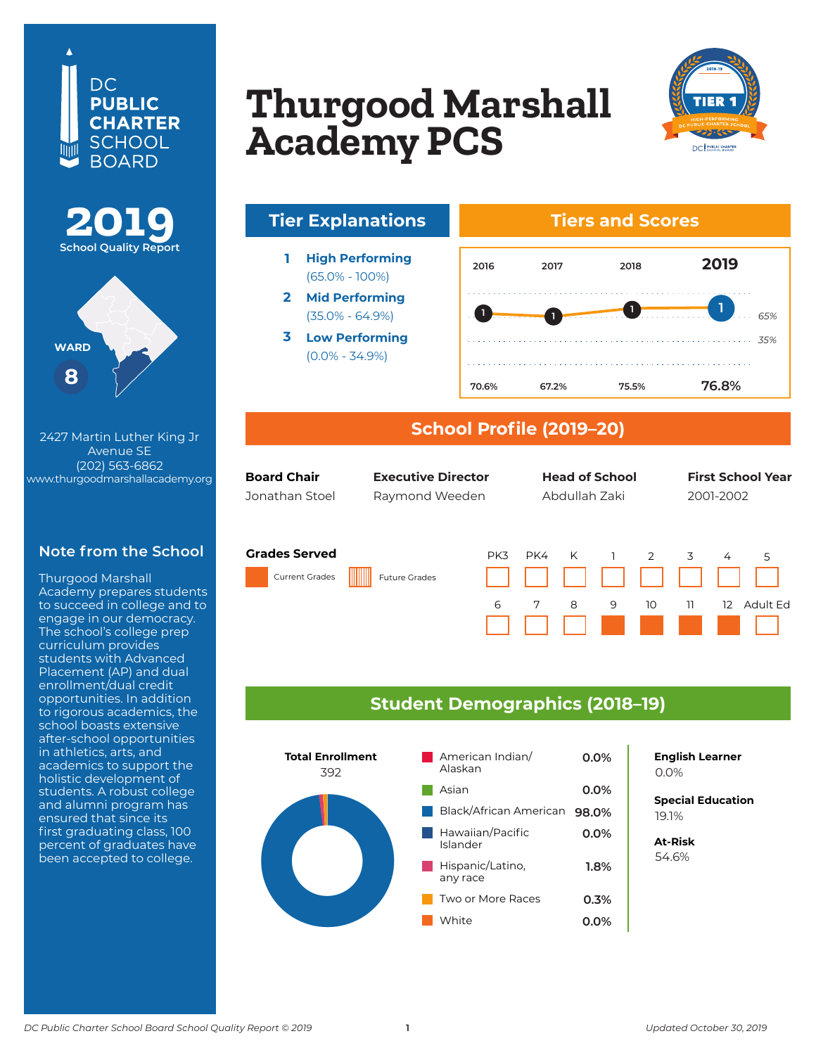DC PUBLIC CHARTER SCHOOL BOARD

# Thurgood Marshall Academy PCS

**2019** School Quality Report

TIER 1 — HIGH-PERFORMING DC PUBLIC CHARTER SCHOOL (2018-19)

WARD **8**

2427 Martin Luther King Jr Avenue SE
(202) 563-6862
www.thurgoodmarshallacademy.org

## Note from the School

Thurgood Marshall Academy prepares students to succeed in college and to engage in our democracy. The school's college prep curriculum provides students with Advanced Placement (AP) and dual enrollment/dual credit opportunities. In addition to rigorous academics, the school boasts extensive after-school opportunities in athletics, arts, and academics to support the holistic development of students. A robust college and alumni program has ensured that since its first graduating class, 100 percent of graduates have been accepted to college.

## Tier Explanations

1. **High Performing** (65.0% - 100%)
2. **Mid Performing** (35.0% - 64.9%)
3. **Low Performing** (0.0% - 34.9%)

## Tiers and Scores

| | 2016 | 2017 | 2018 | 2019 |
|---|---|---|---|---|
| Tier | 1 | 1 | 1 | 1 |
| Score | 70.6% | 67.2% | 75.5% | 76.8% |

## School Profile (2019–20)

| Board Chair | Executive Director | Head of School | First School Year |
|---|---|---|---|
| Jonathan Stoel | Raymond Weeden | Abdullah Zaki | 2001-2002 |

**Grades Served**

Current Grades: 9, 10, 11, 12

Future Grades: None

## Student Demographics (2018–19)

**Total Enrollment**
392

| Race/Ethnicity | Percent |
|---|---|
| American Indian/Alaskan | 0.0% |
| Asian | 0.0% |
| Black/African American | 98.0% |
| Hawaiian/Pacific Islander | 0.0% |
| Hispanic/Latino, any race | 1.8% |
| Two or More Races | 0.3% |
| White | 0.0% |

**English Learner**
0.0%

**Special Education**
19.1%

**At-Risk**
54.6%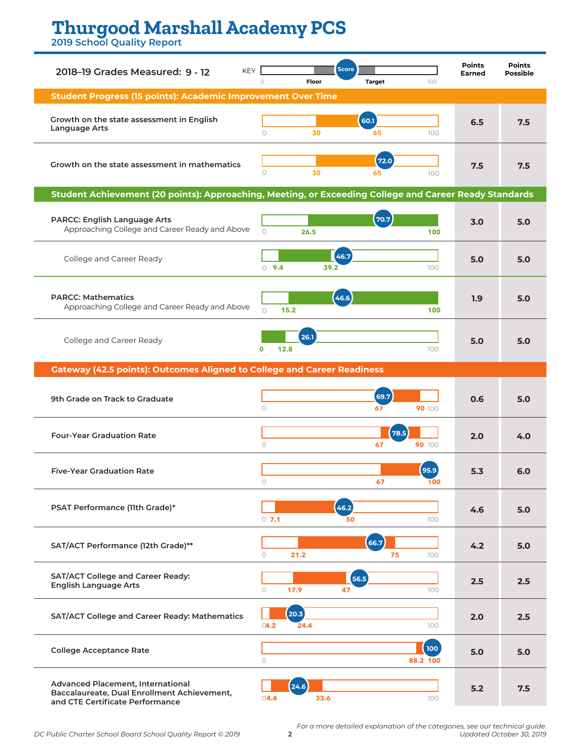# Thurgood Marshall Academy PCS

## 2019 School Quality Report

**2018–19 Grades Measured: 9 - 12**

KEY: Score, Floor, Target (scale 0–100)

| Measure | Score | Floor | Target | Points Earned | Points Possible |
|---|---|---|---|---|---|
| **Student Progress (15 points): Academic Improvement Over Time** | | | | | |
| Growth on the state assessment in English Language Arts | 60.1 | 30 | 65 | 6.5 | 7.5 |
| Growth on the state assessment in mathematics | 72.0 | 30 | 65 | 7.5 | 7.5 |
| **Student Achievement (20 points): Approaching, Meeting, or Exceeding College and Career Ready Standards** | | | | | |
| PARCC: English Language Arts — Approaching College and Career Ready and Above | 70.7 | 26.5 | 100 | 3.0 | 5.0 |
| College and Career Ready | 46.7 | 9.4 | 39.2 | 5.0 | 5.0 |
| PARCC: Mathematics — Approaching College and Career Ready and Above | 46.6 | 15.2 | 100 | 1.9 | 5.0 |
| College and Career Ready | 26.1 | 0 | 12.8 | 5.0 | 5.0 |
| **Gateway (42.5 points): Outcomes Aligned to College and Career Readiness** | | | | | |
| 9th Grade on Track to Graduate | 69.7 | 67 | 90 | 0.6 | 5.0 |
| Four-Year Graduation Rate | 78.5 | 67 | 90 | 2.0 | 4.0 |
| Five-Year Graduation Rate | 95.9 | 67 | 100 | 5.3 | 6.0 |
| PSAT Performance (11th Grade)* | 46.2 | 7.1 | 50 | 4.6 | 5.0 |
| SAT/ACT Performance (12th Grade)** | 66.7 | 21.2 | 75 | 4.2 | 5.0 |
| SAT/ACT College and Career Ready: English Language Arts | 56.5 | 17.9 | 47 | 2.5 | 2.5 |
| SAT/ACT College and Career Ready: Mathematics | 20.3 | 4.2 | 24.4 | 2.0 | 2.5 |
| College Acceptance Rate | 100 | 88.2 | 100 | 5.0 | 5.0 |
| Advanced Placement, International Baccalaureate, Dual Enrollment Achievement, and CTE Certificate Performance | 24.6 | 4.4 | 33.6 | 5.2 | 7.5 |

*For a more detailed explanation of the categories, see our technical guide.*

*Updated October 30, 2019*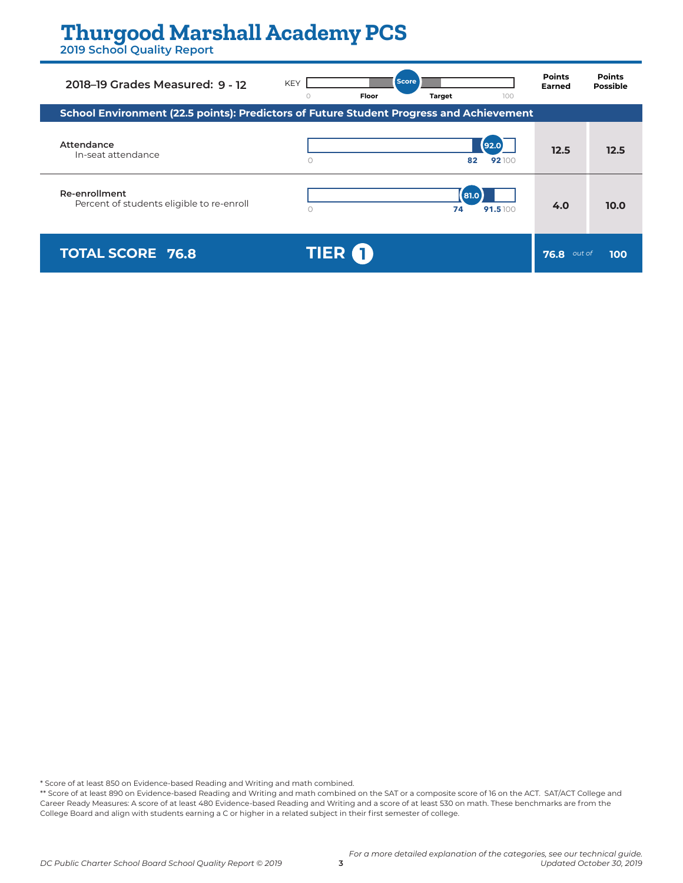# Thurgood Marshall Academy PCS

**2019 School Quality Report**

**2018–19 Grades Measured: 9 - 12**

KEY: 0 | Floor | Score | Target | 100

| | | Points Earned | Points Possible |
|---|---|---|---|
| **School Environment (22.5 points): Predictors of Future Student Progress and Achievement** | | | |
| **Attendance** In-seat attendance | Score: 92.0 (0, Floor: 82, Target: 92, 100) | 12.5 | 12.5 |
| **Re-enrollment** Percent of students eligible to re-enroll | Score: 81.0 (0, Floor: 74, Target: 91.5, 100) | 4.0 | 10.0 |
| **TOTAL SCORE 76.8** | **TIER 1** | 76.8 *out of* | 100 |

\* Score of at least 850 on Evidence-based Reading and Writing and math combined.

\*\* Score of at least 890 on Evidence-based Reading and Writing and math combined on the SAT or a composite score of 16 on the ACT. SAT/ACT College and Career Ready Measures: A score of at least 480 Evidence-based Reading and Writing and a score of at least 530 on math. These benchmarks are from the College Board and align with students earning a C or higher in a related subject in their first semester of college.

*For a more detailed explanation of the categories, see our technical guide.*
*Updated October 30, 2019*